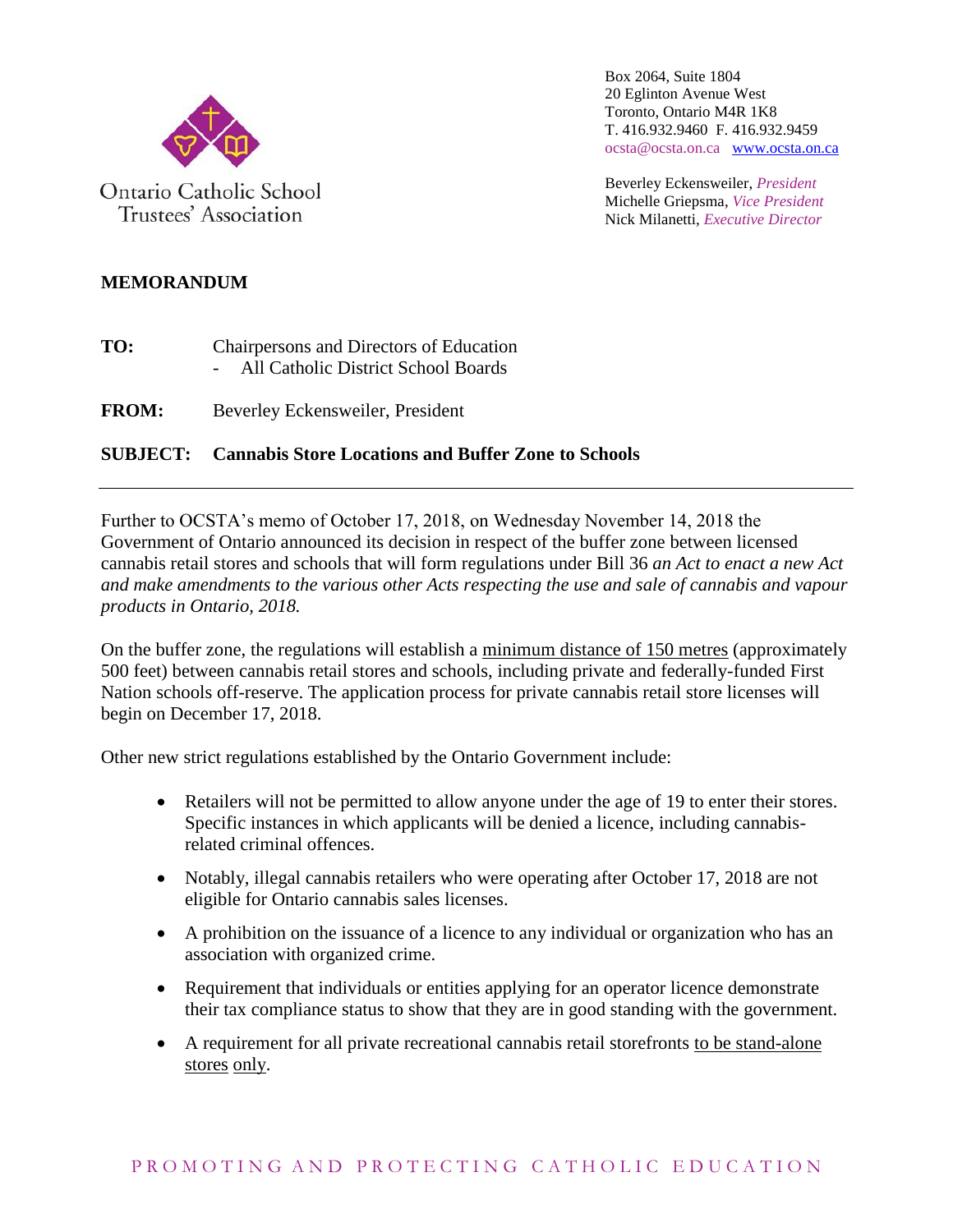Ontario Catholic School Trustees' Association

Box 2064, Suite 1804
20 Eglinton Avenue West
Toronto, Ontario M4R 1K8
T. 416.932.9460 F. 416.932.9459
ocsta@ocsta.on.ca www.ocsta.on.ca

Beverley Eckensweiler, *President*
Michelle Griepsma, *Vice President*
Nick Milanetti, *Executive Director*

**MEMORANDUM**

**TO:** Chairpersons and Directors of Education
- All Catholic District School Boards

**FROM:** Beverley Eckensweiler, President

**SUBJECT: Cannabis Store Locations and Buffer Zone to Schools**

---

Further to OCSTA's memo of October 17, 2018, on Wednesday November 14, 2018 the Government of Ontario announced its decision in respect of the buffer zone between licensed cannabis retail stores and schools that will form regulations under Bill 36 *an Act to enact a new Act and make amendments to the various other Acts respecting the use and sale of cannabis and vapour products in Ontario, 2018.*

On the buffer zone, the regulations will establish a <u>minimum distance of 150 metres</u> (approximately 500 feet) between cannabis retail stores and schools, including private and federally-funded First Nation schools off-reserve. The application process for private cannabis retail store licenses will begin on December 17, 2018.

Other new strict regulations established by the Ontario Government include:

- Retailers will not be permitted to allow anyone under the age of 19 to enter their stores. Specific instances in which applicants will be denied a licence, including cannabis-related criminal offences.
- Notably, illegal cannabis retailers who were operating after October 17, 2018 are not eligible for Ontario cannabis sales licenses.
- A prohibition on the issuance of a licence to any individual or organization who has an association with organized crime.
- Requirement that individuals or entities applying for an operator licence demonstrate their tax compliance status to show that they are in good standing with the government.
- A requirement for all private recreational cannabis retail storefronts <u>to be stand-alone stores only</u>.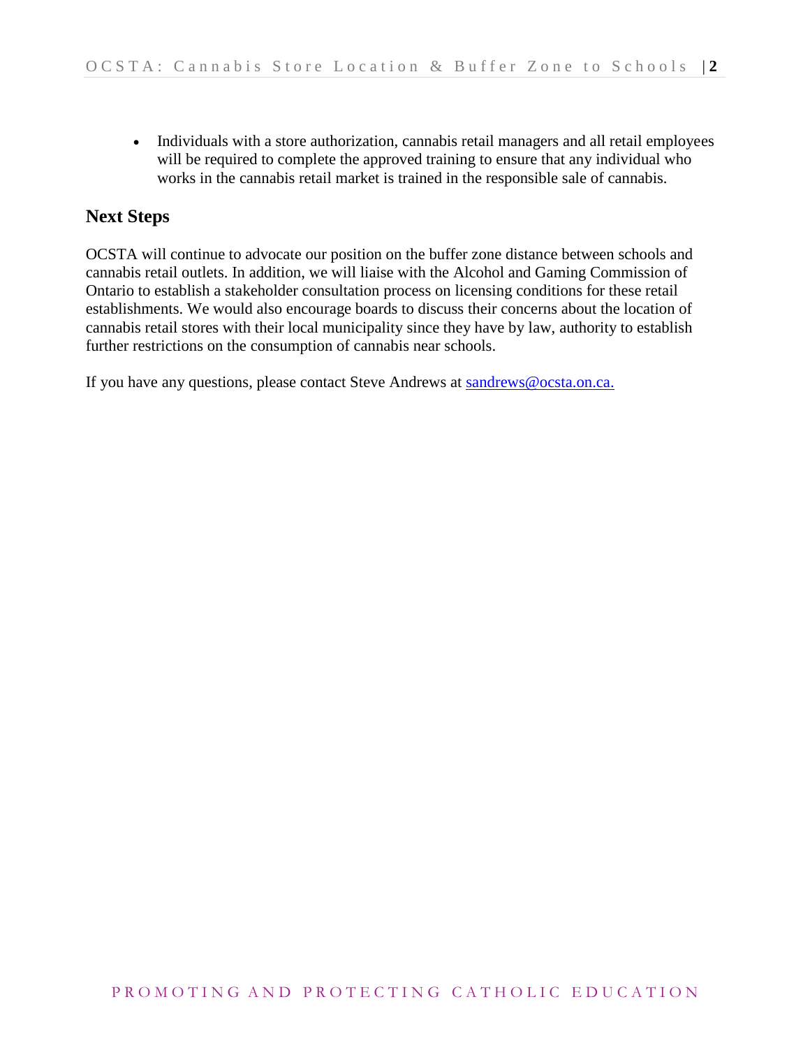- Individuals with a store authorization, cannabis retail managers and all retail employees will be required to complete the approved training to ensure that any individual who works in the cannabis retail market is trained in the responsible sale of cannabis.

## Next Steps

OCSTA will continue to advocate our position on the buffer zone distance between schools and cannabis retail outlets. In addition, we will liaise with the Alcohol and Gaming Commission of Ontario to establish a stakeholder consultation process on licensing conditions for these retail establishments. We would also encourage boards to discuss their concerns about the location of cannabis retail stores with their local municipality since they have by law, authority to establish further restrictions on the consumption of cannabis near schools.

If you have any questions, please contact Steve Andrews at sandrews@ocsta.on.ca.